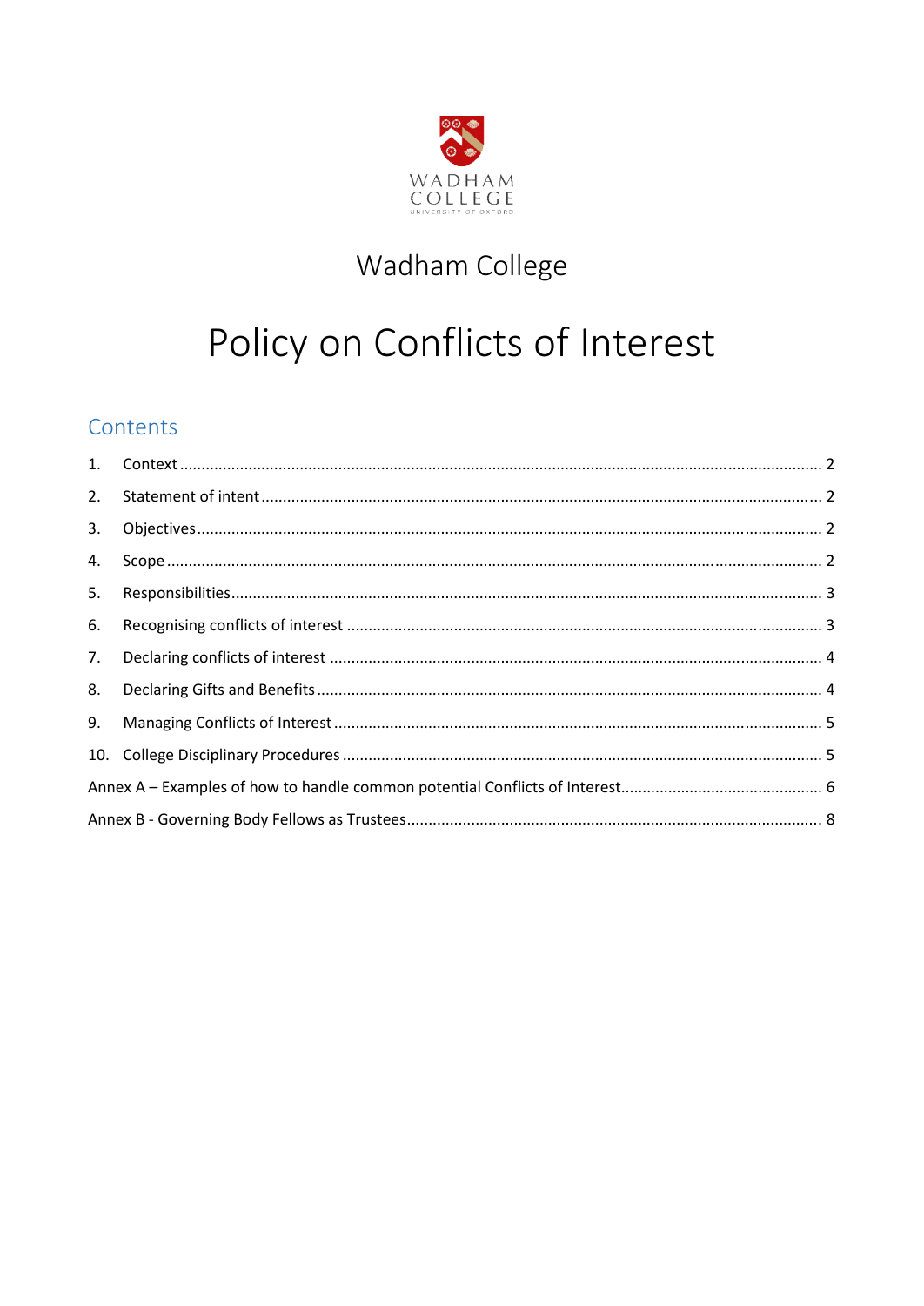WADHAM COLLEGE
UNIVERSITY OF OXFORD

## Wadham College

# Policy on Conflicts of Interest

## Contents

1. Context ..... 2
2. Statement of intent ..... 2
3. Objectives ..... 2
4. Scope ..... 2
5. Responsibilities ..... 3
6. Recognising conflicts of interest ..... 3
7. Declaring conflicts of interest ..... 4
8. Declaring Gifts and Benefits ..... 4
9. Managing Conflicts of Interest ..... 5
10. College Disciplinary Procedures ..... 5

Annex A – Examples of how to handle common potential Conflicts of Interest ..... 6

Annex B - Governing Body Fellows as Trustees ..... 8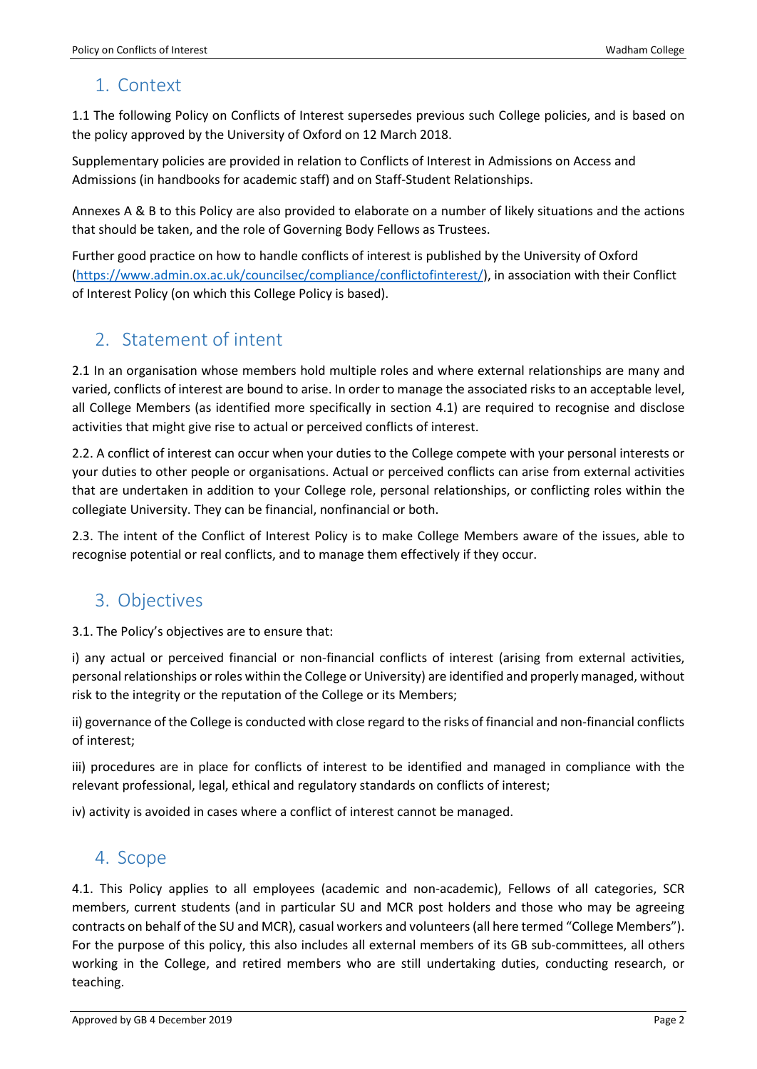## 1. Context

1.1 The following Policy on Conflicts of Interest supersedes previous such College policies, and is based on the policy approved by the University of Oxford on 12 March 2018.

Supplementary policies are provided in relation to Conflicts of Interest in Admissions on Access and Admissions (in handbooks for academic staff) and on Staff-Student Relationships.

Annexes A & B to this Policy are also provided to elaborate on a number of likely situations and the actions that should be taken, and the role of Governing Body Fellows as Trustees.

Further good practice on how to handle conflicts of interest is published by the University of Oxford (https://www.admin.ox.ac.uk/councilsec/compliance/conflictofinterest/), in association with their Conflict of Interest Policy (on which this College Policy is based).

## 2. Statement of intent

2.1 In an organisation whose members hold multiple roles and where external relationships are many and varied, conflicts of interest are bound to arise. In order to manage the associated risks to an acceptable level, all College Members (as identified more specifically in section 4.1) are required to recognise and disclose activities that might give rise to actual or perceived conflicts of interest.

2.2. A conflict of interest can occur when your duties to the College compete with your personal interests or your duties to other people or organisations. Actual or perceived conflicts can arise from external activities that are undertaken in addition to your College role, personal relationships, or conflicting roles within the collegiate University. They can be financial, nonfinancial or both.

2.3. The intent of the Conflict of Interest Policy is to make College Members aware of the issues, able to recognise potential or real conflicts, and to manage them effectively if they occur.

## 3. Objectives

3.1. The Policy's objectives are to ensure that:

i) any actual or perceived financial or non-financial conflicts of interest (arising from external activities, personal relationships or roles within the College or University) are identified and properly managed, without risk to the integrity or the reputation of the College or its Members;

ii) governance of the College is conducted with close regard to the risks of financial and non-financial conflicts of interest;

iii) procedures are in place for conflicts of interest to be identified and managed in compliance with the relevant professional, legal, ethical and regulatory standards on conflicts of interest;

iv) activity is avoided in cases where a conflict of interest cannot be managed.

## 4. Scope

4.1. This Policy applies to all employees (academic and non-academic), Fellows of all categories, SCR members, current students (and in particular SU and MCR post holders and those who may be agreeing contracts on behalf of the SU and MCR), casual workers and volunteers (all here termed "College Members"). For the purpose of this policy, this also includes all external members of its GB sub-committees, all others working in the College, and retired members who are still undertaking duties, conducting research, or teaching.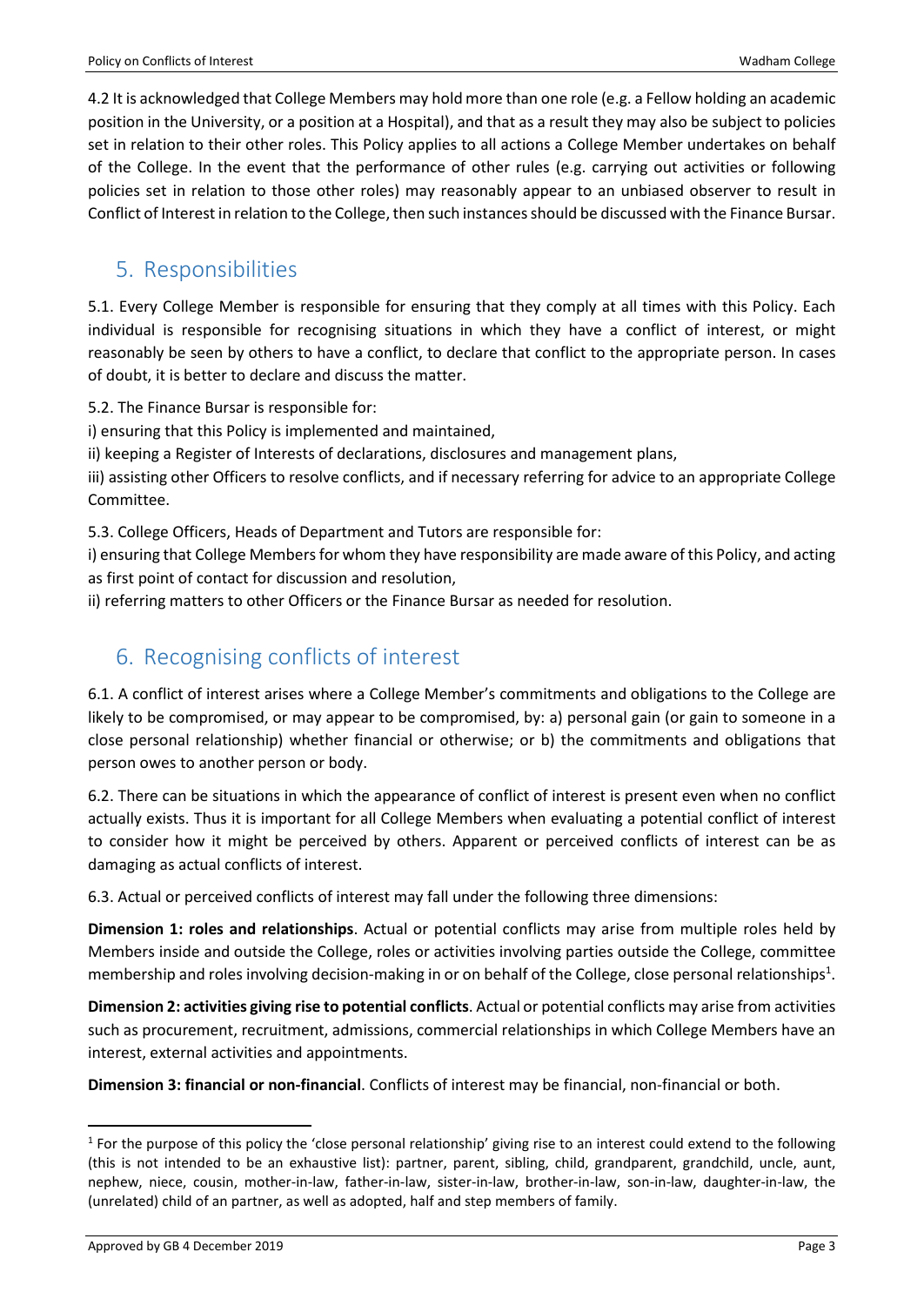4.2 It is acknowledged that College Members may hold more than one role (e.g. a Fellow holding an academic position in the University, or a position at a Hospital), and that as a result they may also be subject to policies set in relation to their other roles. This Policy applies to all actions a College Member undertakes on behalf of the College. In the event that the performance of other rules (e.g. carrying out activities or following policies set in relation to those other roles) may reasonably appear to an unbiased observer to result in Conflict of Interest in relation to the College, then such instances should be discussed with the Finance Bursar.

## 5. Responsibilities

5.1. Every College Member is responsible for ensuring that they comply at all times with this Policy. Each individual is responsible for recognising situations in which they have a conflict of interest, or might reasonably be seen by others to have a conflict, to declare that conflict to the appropriate person. In cases of doubt, it is better to declare and discuss the matter.

5.2. The Finance Bursar is responsible for:

i) ensuring that this Policy is implemented and maintained,

ii) keeping a Register of Interests of declarations, disclosures and management plans,

iii) assisting other Officers to resolve conflicts, and if necessary referring for advice to an appropriate College Committee.

5.3. College Officers, Heads of Department and Tutors are responsible for:

i) ensuring that College Members for whom they have responsibility are made aware of this Policy, and acting as first point of contact for discussion and resolution,

ii) referring matters to other Officers or the Finance Bursar as needed for resolution.

## 6. Recognising conflicts of interest

6.1. A conflict of interest arises where a College Member's commitments and obligations to the College are likely to be compromised, or may appear to be compromised, by: a) personal gain (or gain to someone in a close personal relationship) whether financial or otherwise; or b) the commitments and obligations that person owes to another person or body.

6.2. There can be situations in which the appearance of conflict of interest is present even when no conflict actually exists. Thus it is important for all College Members when evaluating a potential conflict of interest to consider how it might be perceived by others. Apparent or perceived conflicts of interest can be as damaging as actual conflicts of interest.

6.3. Actual or perceived conflicts of interest may fall under the following three dimensions:

**Dimension 1: roles and relationships**. Actual or potential conflicts may arise from multiple roles held by Members inside and outside the College, roles or activities involving parties outside the College, committee membership and roles involving decision-making in or on behalf of the College, close personal relationships[1].

**Dimension 2: activities giving rise to potential conflicts**. Actual or potential conflicts may arise from activities such as procurement, recruitment, admissions, commercial relationships in which College Members have an interest, external activities and appointments.

**Dimension 3: financial or non-financial**. Conflicts of interest may be financial, non-financial or both.

---

[1] For the purpose of this policy the 'close personal relationship' giving rise to an interest could extend to the following (this is not intended to be an exhaustive list): partner, parent, sibling, child, grandparent, grandchild, uncle, aunt, nephew, niece, cousin, mother-in-law, father-in-law, sister-in-law, brother-in-law, son-in-law, daughter-in-law, the (unrelated) child of an partner, as well as adopted, half and step members of family.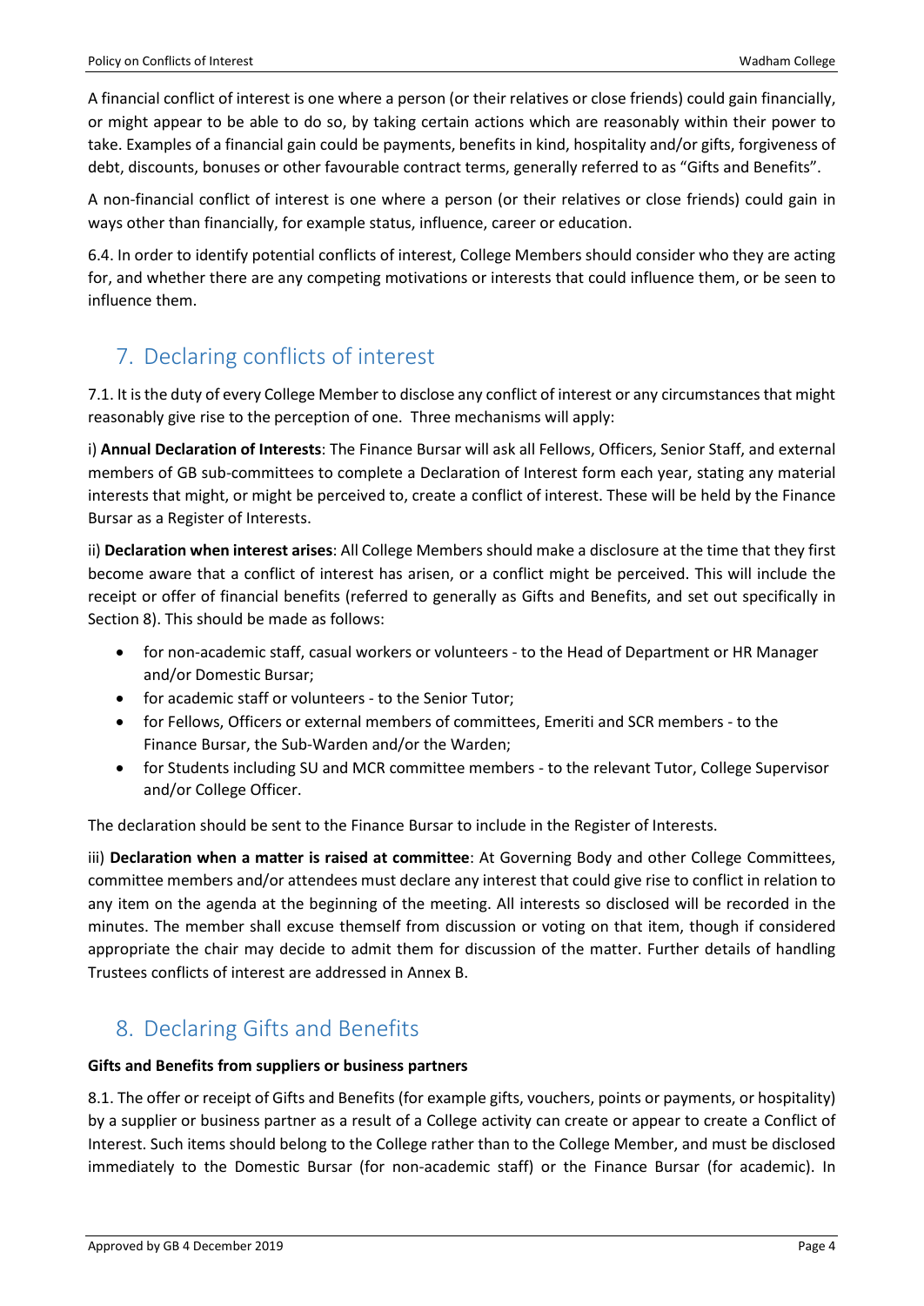A financial conflict of interest is one where a person (or their relatives or close friends) could gain financially, or might appear to be able to do so, by taking certain actions which are reasonably within their power to take. Examples of a financial gain could be payments, benefits in kind, hospitality and/or gifts, forgiveness of debt, discounts, bonuses or other favourable contract terms, generally referred to as "Gifts and Benefits".

A non-financial conflict of interest is one where a person (or their relatives or close friends) could gain in ways other than financially, for example status, influence, career or education.

6.4. In order to identify potential conflicts of interest, College Members should consider who they are acting for, and whether there are any competing motivations or interests that could influence them, or be seen to influence them.

## 7. Declaring conflicts of interest

7.1. It is the duty of every College Member to disclose any conflict of interest or any circumstances that might reasonably give rise to the perception of one. Three mechanisms will apply:

i) **Annual Declaration of Interests**: The Finance Bursar will ask all Fellows, Officers, Senior Staff, and external members of GB sub-committees to complete a Declaration of Interest form each year, stating any material interests that might, or might be perceived to, create a conflict of interest. These will be held by the Finance Bursar as a Register of Interests.

ii) **Declaration when interest arises**: All College Members should make a disclosure at the time that they first become aware that a conflict of interest has arisen, or a conflict might be perceived. This will include the receipt or offer of financial benefits (referred to generally as Gifts and Benefits, and set out specifically in Section 8). This should be made as follows:

- for non-academic staff, casual workers or volunteers - to the Head of Department or HR Manager and/or Domestic Bursar;
- for academic staff or volunteers - to the Senior Tutor;
- for Fellows, Officers or external members of committees, Emeriti and SCR members - to the Finance Bursar, the Sub-Warden and/or the Warden;
- for Students including SU and MCR committee members - to the relevant Tutor, College Supervisor and/or College Officer.

The declaration should be sent to the Finance Bursar to include in the Register of Interests.

iii) **Declaration when a matter is raised at committee**: At Governing Body and other College Committees, committee members and/or attendees must declare any interest that could give rise to conflict in relation to any item on the agenda at the beginning of the meeting. All interests so disclosed will be recorded in the minutes. The member shall excuse themself from discussion or voting on that item, though if considered appropriate the chair may decide to admit them for discussion of the matter. Further details of handling Trustees conflicts of interest are addressed in Annex B.

## 8. Declaring Gifts and Benefits

**Gifts and Benefits from suppliers or business partners**

8.1. The offer or receipt of Gifts and Benefits (for example gifts, vouchers, points or payments, or hospitality) by a supplier or business partner as a result of a College activity can create or appear to create a Conflict of Interest. Such items should belong to the College rather than to the College Member, and must be disclosed immediately to the Domestic Bursar (for non-academic staff) or the Finance Bursar (for academic). In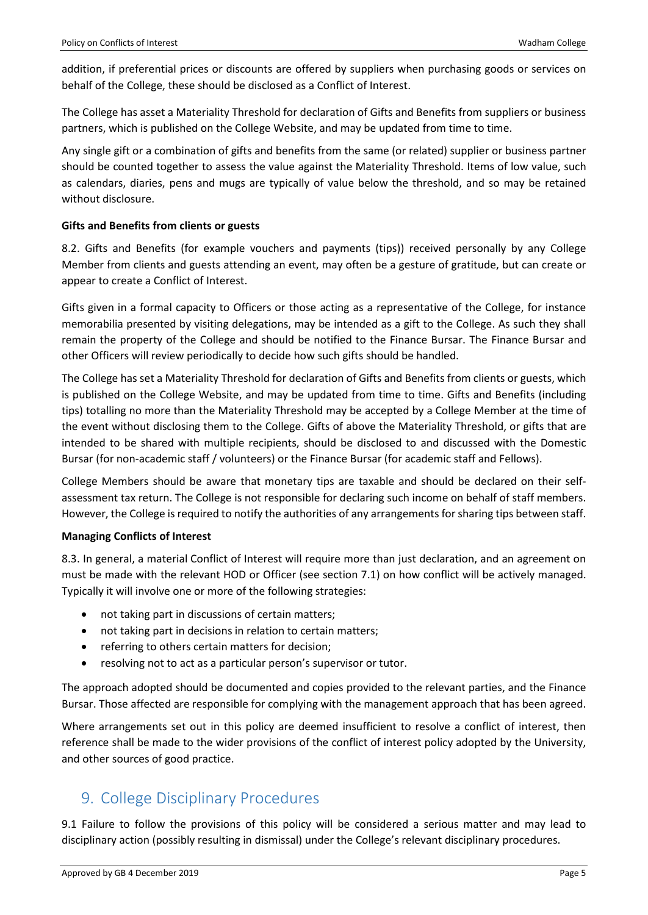addition, if preferential prices or discounts are offered by suppliers when purchasing goods or services on behalf of the College, these should be disclosed as a Conflict of Interest.

The College has asset a Materiality Threshold for declaration of Gifts and Benefits from suppliers or business partners, which is published on the College Website, and may be updated from time to time.

Any single gift or a combination of gifts and benefits from the same (or related) supplier or business partner should be counted together to assess the value against the Materiality Threshold. Items of low value, such as calendars, diaries, pens and mugs are typically of value below the threshold, and so may be retained without disclosure.

**Gifts and Benefits from clients or guests**

8.2. Gifts and Benefits (for example vouchers and payments (tips)) received personally by any College Member from clients and guests attending an event, may often be a gesture of gratitude, but can create or appear to create a Conflict of Interest.

Gifts given in a formal capacity to Officers or those acting as a representative of the College, for instance memorabilia presented by visiting delegations, may be intended as a gift to the College. As such they shall remain the property of the College and should be notified to the Finance Bursar. The Finance Bursar and other Officers will review periodically to decide how such gifts should be handled.

The College has set a Materiality Threshold for declaration of Gifts and Benefits from clients or guests, which is published on the College Website, and may be updated from time to time. Gifts and Benefits (including tips) totalling no more than the Materiality Threshold may be accepted by a College Member at the time of the event without disclosing them to the College. Gifts of above the Materiality Threshold, or gifts that are intended to be shared with multiple recipients, should be disclosed to and discussed with the Domestic Bursar (for non-academic staff / volunteers) or the Finance Bursar (for academic staff and Fellows).

College Members should be aware that monetary tips are taxable and should be declared on their self-assessment tax return. The College is not responsible for declaring such income on behalf of staff members. However, the College is required to notify the authorities of any arrangements for sharing tips between staff.

**Managing Conflicts of Interest**

8.3. In general, a material Conflict of Interest will require more than just declaration, and an agreement on must be made with the relevant HOD or Officer (see section 7.1) on how conflict will be actively managed. Typically it will involve one or more of the following strategies:

- not taking part in discussions of certain matters;
- not taking part in decisions in relation to certain matters;
- referring to others certain matters for decision;
- resolving not to act as a particular person's supervisor or tutor.

The approach adopted should be documented and copies provided to the relevant parties, and the Finance Bursar. Those affected are responsible for complying with the management approach that has been agreed.

Where arrangements set out in this policy are deemed insufficient to resolve a conflict of interest, then reference shall be made to the wider provisions of the conflict of interest policy adopted by the University, and other sources of good practice.

## 9. College Disciplinary Procedures

9.1 Failure to follow the provisions of this policy will be considered a serious matter and may lead to disciplinary action (possibly resulting in dismissal) under the College's relevant disciplinary procedures.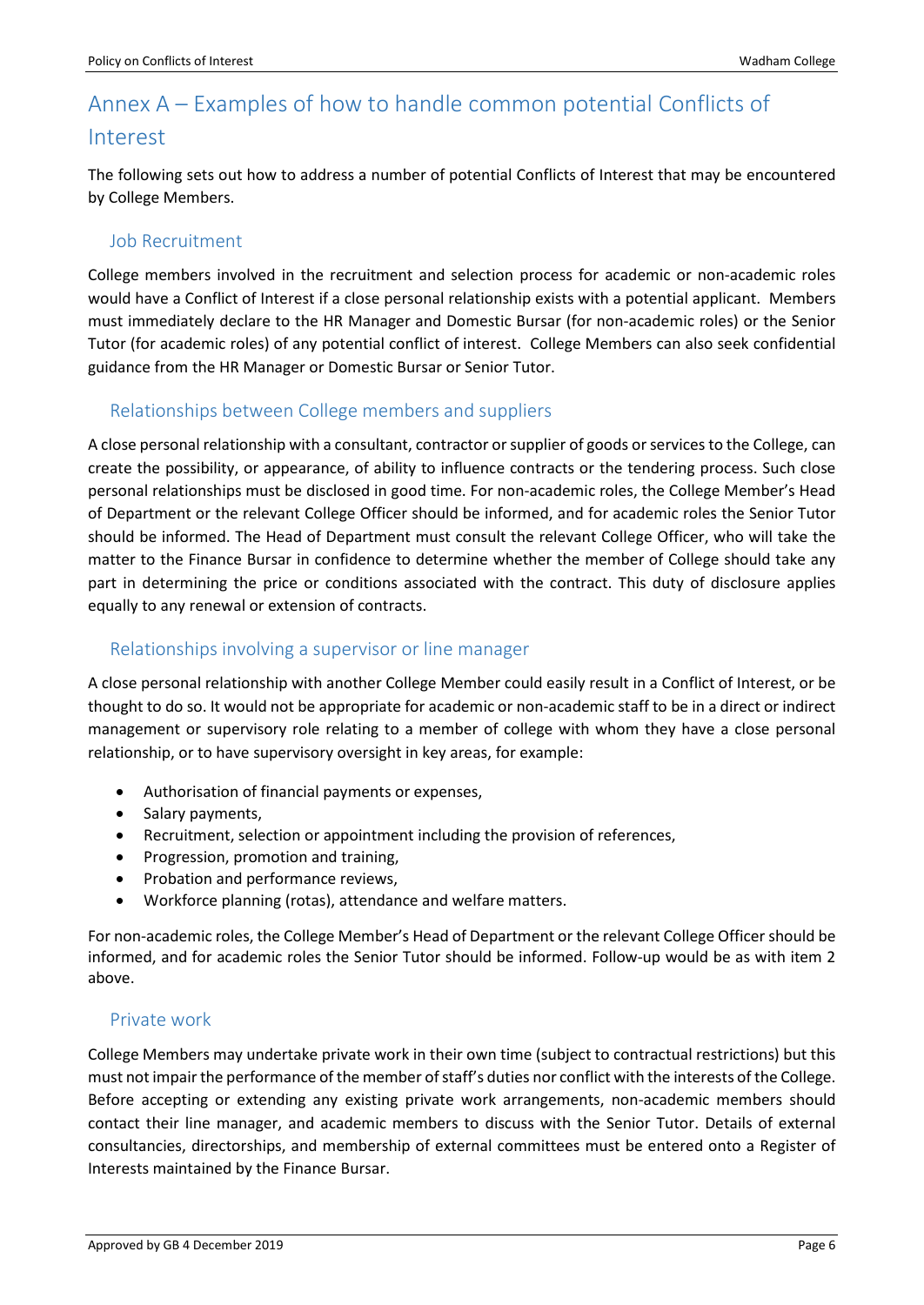# Annex A – Examples of how to handle common potential Conflicts of Interest

The following sets out how to address a number of potential Conflicts of Interest that may be encountered by College Members.

## Job Recruitment

College members involved in the recruitment and selection process for academic or non-academic roles would have a Conflict of Interest if a close personal relationship exists with a potential applicant. Members must immediately declare to the HR Manager and Domestic Bursar (for non-academic roles) or the Senior Tutor (for academic roles) of any potential conflict of interest. College Members can also seek confidential guidance from the HR Manager or Domestic Bursar or Senior Tutor.

## Relationships between College members and suppliers

A close personal relationship with a consultant, contractor or supplier of goods or services to the College, can create the possibility, or appearance, of ability to influence contracts or the tendering process. Such close personal relationships must be disclosed in good time. For non-academic roles, the College Member's Head of Department or the relevant College Officer should be informed, and for academic roles the Senior Tutor should be informed. The Head of Department must consult the relevant College Officer, who will take the matter to the Finance Bursar in confidence to determine whether the member of College should take any part in determining the price or conditions associated with the contract. This duty of disclosure applies equally to any renewal or extension of contracts.

## Relationships involving a supervisor or line manager

A close personal relationship with another College Member could easily result in a Conflict of Interest, or be thought to do so. It would not be appropriate for academic or non-academic staff to be in a direct or indirect management or supervisory role relating to a member of college with whom they have a close personal relationship, or to have supervisory oversight in key areas, for example:

- Authorisation of financial payments or expenses,
- Salary payments,
- Recruitment, selection or appointment including the provision of references,
- Progression, promotion and training,
- Probation and performance reviews,
- Workforce planning (rotas), attendance and welfare matters.

For non-academic roles, the College Member's Head of Department or the relevant College Officer should be informed, and for academic roles the Senior Tutor should be informed. Follow-up would be as with item 2 above.

## Private work

College Members may undertake private work in their own time (subject to contractual restrictions) but this must not impair the performance of the member of staff's duties nor conflict with the interests of the College. Before accepting or extending any existing private work arrangements, non-academic members should contact their line manager, and academic members to discuss with the Senior Tutor. Details of external consultancies, directorships, and membership of external committees must be entered onto a Register of Interests maintained by the Finance Bursar.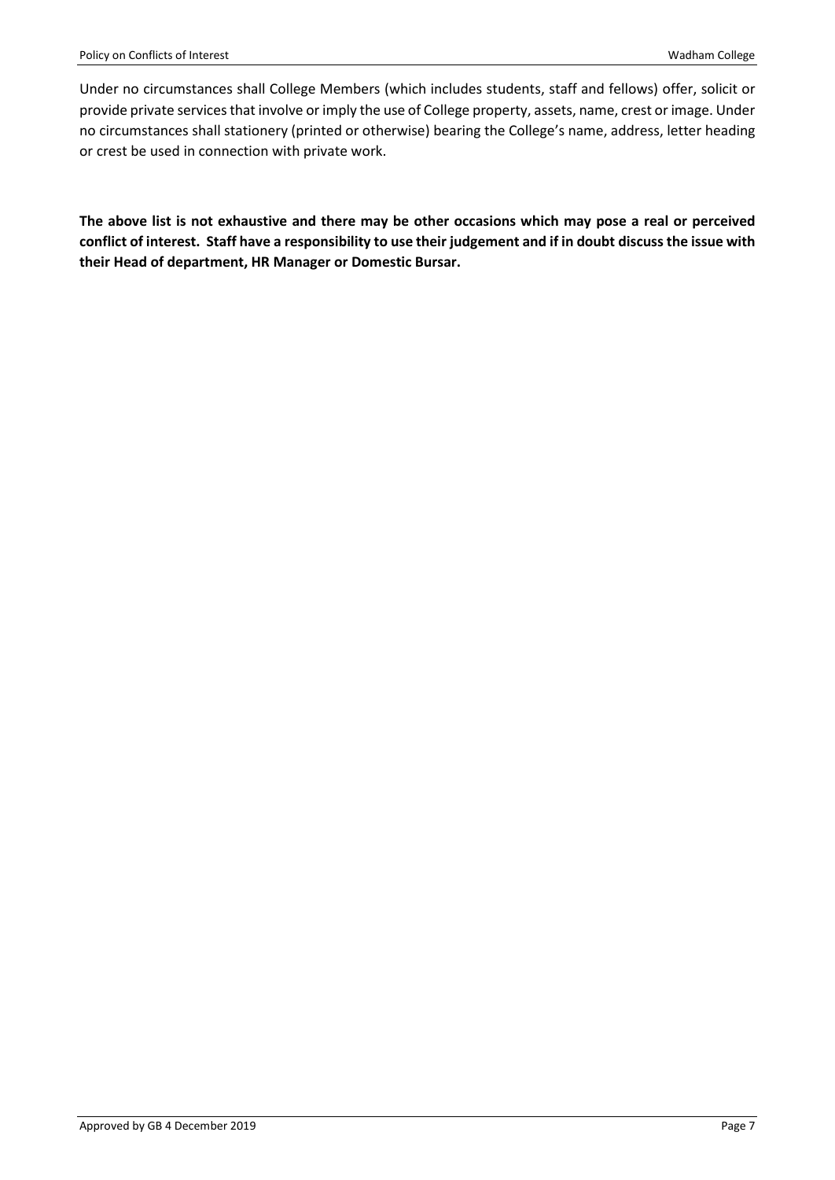Under no circumstances shall College Members (which includes students, staff and fellows) offer, solicit or provide private services that involve or imply the use of College property, assets, name, crest or image. Under no circumstances shall stationery (printed or otherwise) bearing the College's name, address, letter heading or crest be used in connection with private work.

**The above list is not exhaustive and there may be other occasions which may pose a real or perceived conflict of interest. Staff have a responsibility to use their judgement and if in doubt discuss the issue with their Head of department, HR Manager or Domestic Bursar.**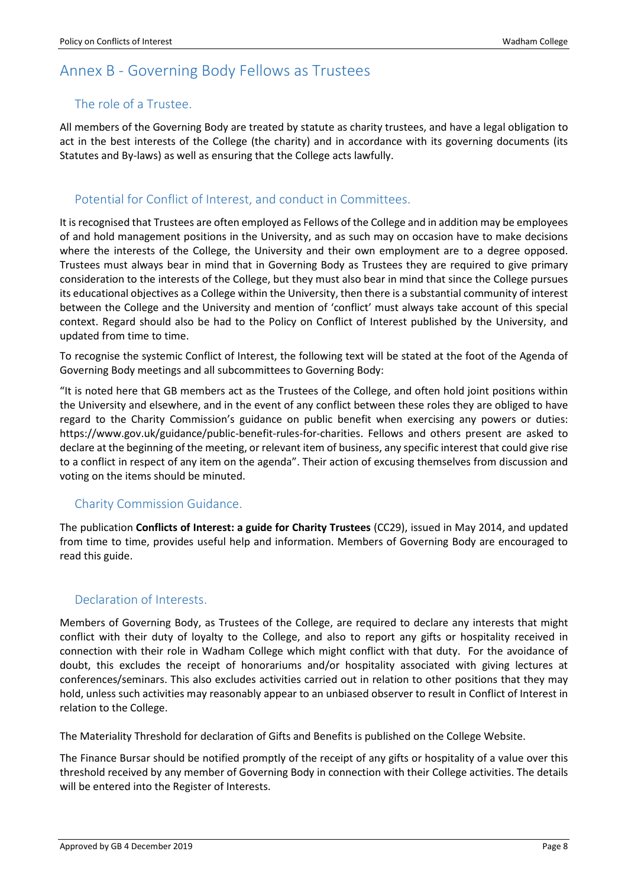# Annex B - Governing Body Fellows as Trustees

## The role of a Trustee.

All members of the Governing Body are treated by statute as charity trustees, and have a legal obligation to act in the best interests of the College (the charity) and in accordance with its governing documents (its Statutes and By-laws) as well as ensuring that the College acts lawfully.

## Potential for Conflict of Interest, and conduct in Committees.

It is recognised that Trustees are often employed as Fellows of the College and in addition may be employees of and hold management positions in the University, and as such may on occasion have to make decisions where the interests of the College, the University and their own employment are to a degree opposed. Trustees must always bear in mind that in Governing Body as Trustees they are required to give primary consideration to the interests of the College, but they must also bear in mind that since the College pursues its educational objectives as a College within the University, then there is a substantial community of interest between the College and the University and mention of 'conflict' must always take account of this special context. Regard should also be had to the Policy on Conflict of Interest published by the University, and updated from time to time.

To recognise the systemic Conflict of Interest, the following text will be stated at the foot of the Agenda of Governing Body meetings and all subcommittees to Governing Body:

"It is noted here that GB members act as the Trustees of the College, and often hold joint positions within the University and elsewhere, and in the event of any conflict between these roles they are obliged to have regard to the Charity Commission's guidance on public benefit when exercising any powers or duties: https://www.gov.uk/guidance/public-benefit-rules-for-charities. Fellows and others present are asked to declare at the beginning of the meeting, or relevant item of business, any specific interest that could give rise to a conflict in respect of any item on the agenda". Their action of excusing themselves from discussion and voting on the items should be minuted.

## Charity Commission Guidance.

The publication **Conflicts of Interest: a guide for Charity Trustees** (CC29), issued in May 2014, and updated from time to time, provides useful help and information. Members of Governing Body are encouraged to read this guide.

## Declaration of Interests.

Members of Governing Body, as Trustees of the College, are required to declare any interests that might conflict with their duty of loyalty to the College, and also to report any gifts or hospitality received in connection with their role in Wadham College which might conflict with that duty. For the avoidance of doubt, this excludes the receipt of honorariums and/or hospitality associated with giving lectures at conferences/seminars. This also excludes activities carried out in relation to other positions that they may hold, unless such activities may reasonably appear to an unbiased observer to result in Conflict of Interest in relation to the College.

The Materiality Threshold for declaration of Gifts and Benefits is published on the College Website.

The Finance Bursar should be notified promptly of the receipt of any gifts or hospitality of a value over this threshold received by any member of Governing Body in connection with their College activities. The details will be entered into the Register of Interests.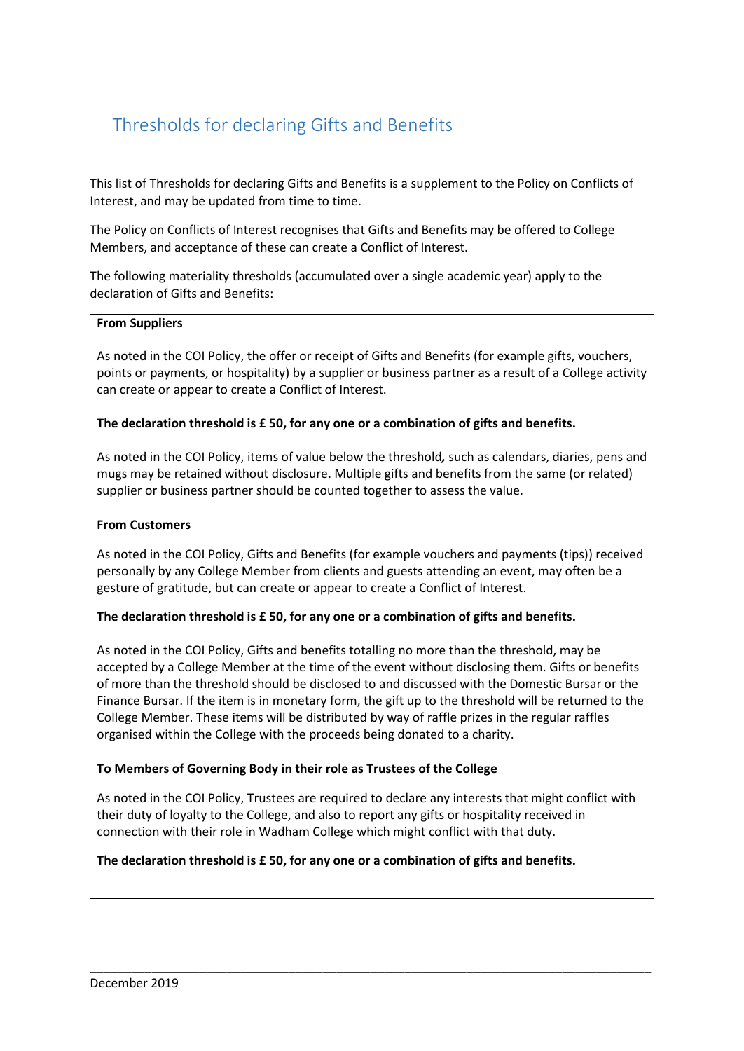# Thresholds for declaring Gifts and Benefits

This list of Thresholds for declaring Gifts and Benefits is a supplement to the Policy on Conflicts of Interest, and may be updated from time to time.

The Policy on Conflicts of Interest recognises that Gifts and Benefits may be offered to College Members, and acceptance of these can create a Conflict of Interest.

The following materiality thresholds (accumulated over a single academic year) apply to the declaration of Gifts and Benefits:

**From Suppliers**

As noted in the COI Policy, the offer or receipt of Gifts and Benefits (for example gifts, vouchers, points or payments, or hospitality) by a supplier or business partner as a result of a College activity can create or appear to create a Conflict of Interest.

**The declaration threshold is £ 50, for any one or a combination of gifts and benefits.**

As noted in the COI Policy, items of value below the threshold*,* such as calendars, diaries, pens and mugs may be retained without disclosure. Multiple gifts and benefits from the same (or related) supplier or business partner should be counted together to assess the value.

**From Customers**

As noted in the COI Policy, Gifts and Benefits (for example vouchers and payments (tips)) received personally by any College Member from clients and guests attending an event, may often be a gesture of gratitude, but can create or appear to create a Conflict of Interest.

**The declaration threshold is £ 50, for any one or a combination of gifts and benefits.**

As noted in the COI Policy, Gifts and benefits totalling no more than the threshold, may be accepted by a College Member at the time of the event without disclosing them. Gifts or benefits of more than the threshold should be disclosed to and discussed with the Domestic Bursar or the Finance Bursar. If the item is in monetary form, the gift up to the threshold will be returned to the College Member. These items will be distributed by way of raffle prizes in the regular raffles organised within the College with the proceeds being donated to a charity.

**To Members of Governing Body in their role as Trustees of the College**

As noted in the COI Policy, Trustees are required to declare any interests that might conflict with their duty of loyalty to the College, and also to report any gifts or hospitality received in connection with their role in Wadham College which might conflict with that duty.

**The declaration threshold is £ 50, for any one or a combination of gifts and benefits.**

December 2019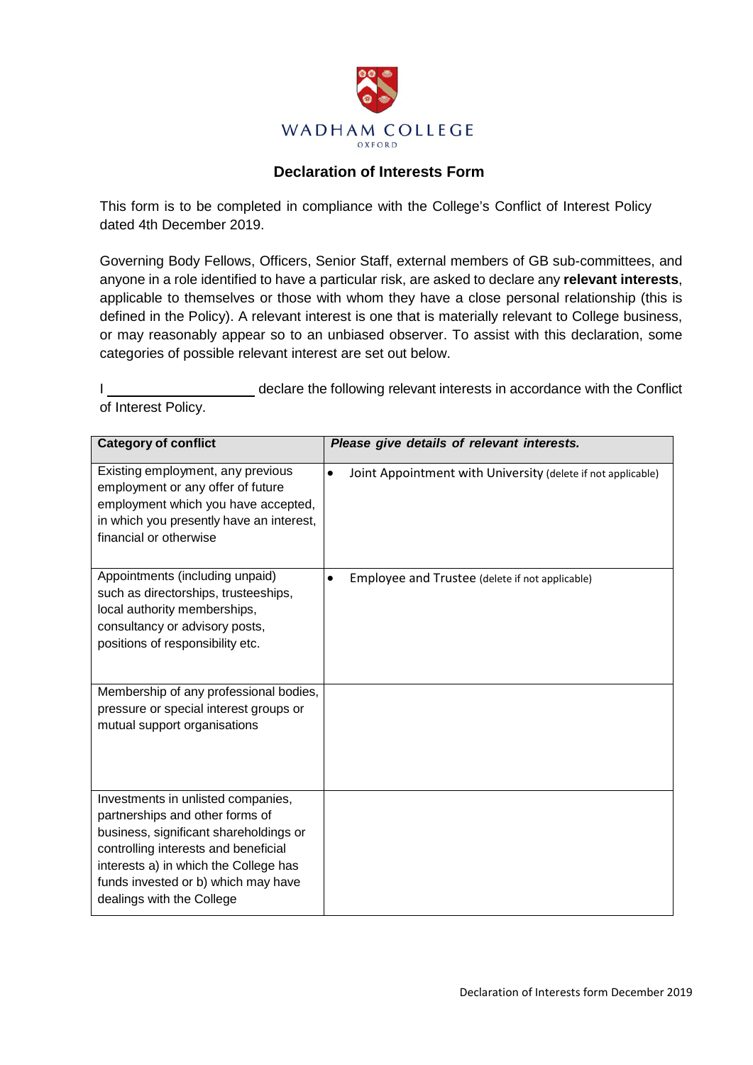WADHAM COLLEGE

OXFORD

## Declaration of Interests Form

This form is to be completed in compliance with the College's Conflict of Interest Policy dated 4th December 2019.

Governing Body Fellows, Officers, Senior Staff, external members of GB sub-committees, and anyone in a role identified to have a particular risk, are asked to declare any **relevant interests**, applicable to themselves or those with whom they have a close personal relationship (this is defined in the Policy). A relevant interest is one that is materially relevant to College business, or may reasonably appear so to an unbiased observer. To assist with this declaration, some categories of possible relevant interest are set out below.

I ____________________ declare the following relevant interests in accordance with the Conflict of Interest Policy.

| **Category of conflict** | ***Please give details of relevant interests.*** |
|---|---|
| Existing employment, any previous employment or any offer of future employment which you have accepted, in which you presently have an interest, financial or otherwise | • Joint Appointment with University (delete if not applicable) |
| Appointments (including unpaid) such as directorships, trusteeships, local authority memberships, consultancy or advisory posts, positions of responsibility etc. | • Employee and Trustee (delete if not applicable) |
| Membership of any professional bodies, pressure or special interest groups or mutual support organisations | |
| Investments in unlisted companies, partnerships and other forms of business, significant shareholdings or controlling interests and beneficial interests a) in which the College has funds invested or b) which may have dealings with the College | |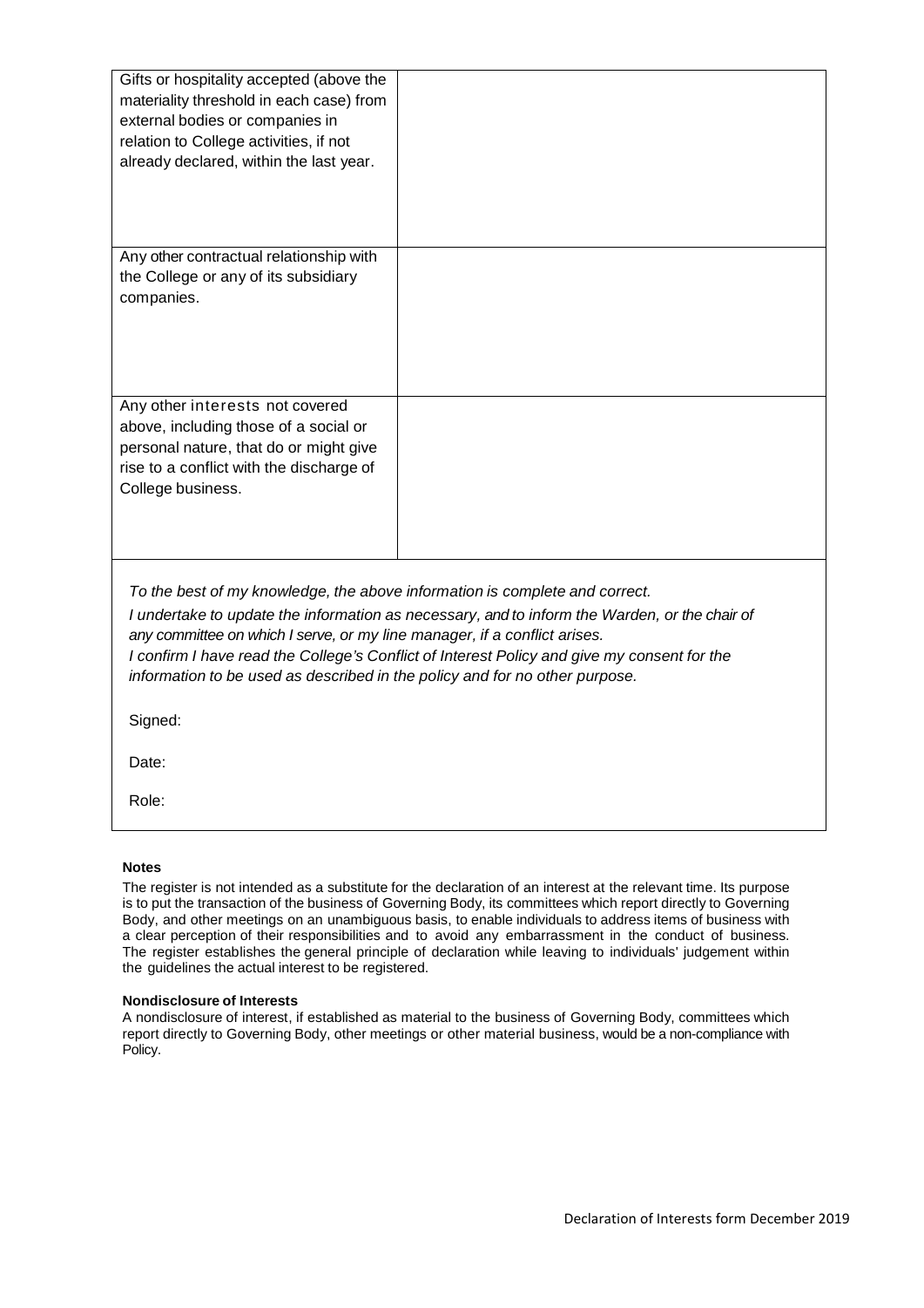| | |
|---|---|
| Gifts or hospitality accepted (above the materiality threshold in each case) from external bodies or companies in relation to College activities, if not already declared, within the last year. | |
| Any other contractual relationship with the College or any of its subsidiary companies. | |
| Any other interests not covered above, including those of a social or personal nature, that do or might give rise to a conflict with the discharge of College business. | |

*To the best of my knowledge, the above information is complete and correct.*

*I undertake to update the information as necessary, and to inform the Warden, or the chair of any committee on which I serve, or my line manager, if a conflict arises.*

*I confirm I have read the College's Conflict of Interest Policy and give my consent for the information to be used as described in the policy and for no other purpose.*

Signed:

Date:

Role:

**Notes**

The register is not intended as a substitute for the declaration of an interest at the relevant time. Its purpose is to put the transaction of the business of Governing Body, its committees which report directly to Governing Body, and other meetings on an unambiguous basis, to enable individuals to address items of business with a clear perception of their responsibilities and to avoid any embarrassment in the conduct of business. The register establishes the general principle of declaration while leaving to individuals' judgement within the guidelines the actual interest to be registered.

**Nondisclosure of Interests**

A nondisclosure of interest, if established as material to the business of Governing Body, committees which report directly to Governing Body, other meetings or other material business, would be a non-compliance with Policy.